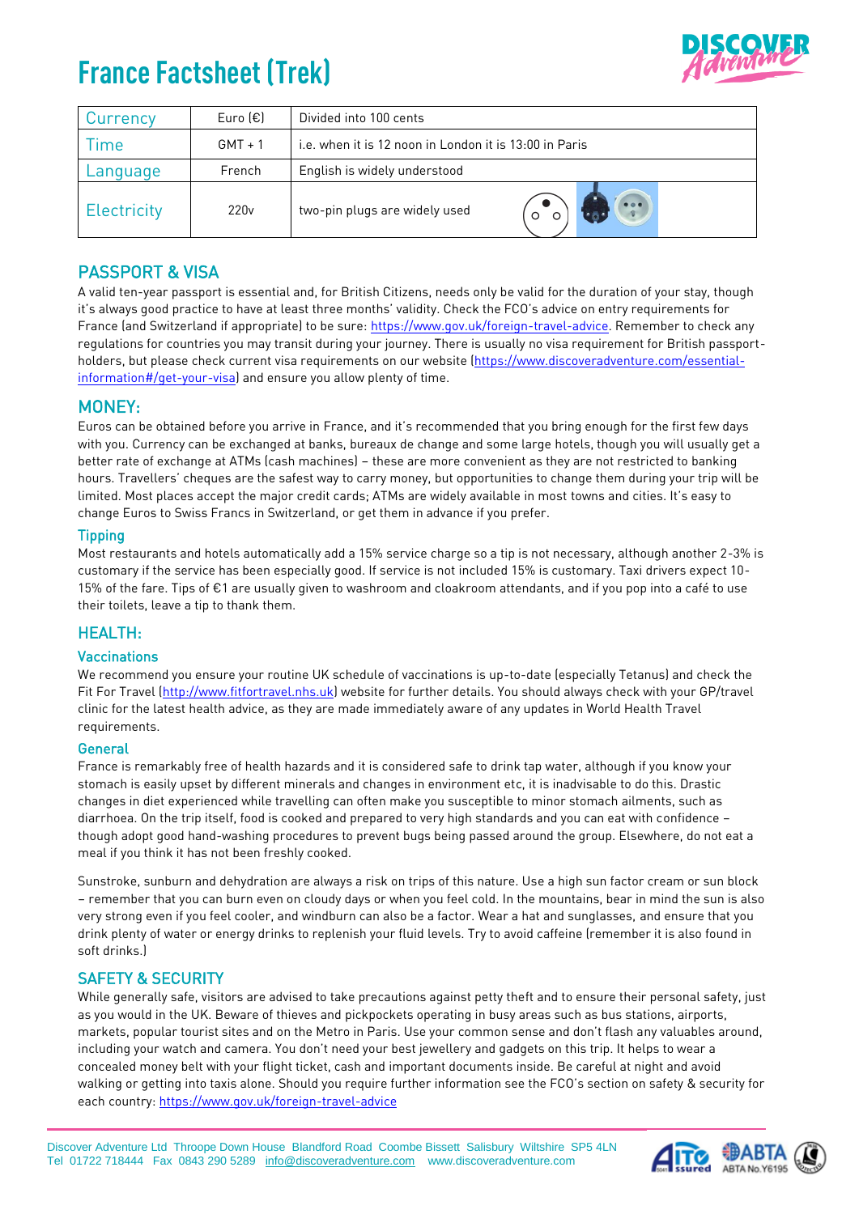# France Factsheet (Trek)

| Currency | Euro (€) | Divided into 100 cents |
| --- | --- | --- |
| Time | GMT + 1 | i.e. when it is 12 noon in London it is 13:00 in Paris |
| Language | French | English is widely understood |
| Electricity | 220v | two-pin plugs are widely used |

## PASSPORT & VISA

A valid ten-year passport is essential and, for British Citizens, needs only be valid for the duration of your stay, though it's always good practice to have at least three months' validity. Check the FCO's advice on entry requirements for France (and Switzerland if appropriate) to be sure: https://www.gov.uk/foreign-travel-advice. Remember to check any regulations for countries you may transit during your journey. There is usually no visa requirement for British passport-holders, but please check current visa requirements on our website (https://www.discoveradventure.com/essential-information#/get-your-visa) and ensure you allow plenty of time.

## MONEY:

Euros can be obtained before you arrive in France, and it's recommended that you bring enough for the first few days with you. Currency can be exchanged at banks, bureaux de change and some large hotels, though you will usually get a better rate of exchange at ATMs (cash machines) – these are more convenient as they are not restricted to banking hours. Travellers' cheques are the safest way to carry money, but opportunities to change them during your trip will be limited. Most places accept the major credit cards; ATMs are widely available in most towns and cities. It's easy to change Euros to Swiss Francs in Switzerland, or get them in advance if you prefer.

### Tipping

Most restaurants and hotels automatically add a 15% service charge so a tip is not necessary, although another 2-3% is customary if the service has been especially good. If service is not included 15% is customary. Taxi drivers expect 10-15% of the fare. Tips of €1 are usually given to washroom and cloakroom attendants, and if you pop into a café to use their toilets, leave a tip to thank them.

## HEALTH:

### Vaccinations

We recommend you ensure your routine UK schedule of vaccinations is up-to-date (especially Tetanus) and check the Fit For Travel (http://www.fitfortravel.nhs.uk) website for further details. You should always check with your GP/travel clinic for the latest health advice, as they are made immediately aware of any updates in World Health Travel requirements.

### General

France is remarkably free of health hazards and it is considered safe to drink tap water, although if you know your stomach is easily upset by different minerals and changes in environment etc, it is inadvisable to do this. Drastic changes in diet experienced while travelling can often make you susceptible to minor stomach ailments, such as diarrhoea. On the trip itself, food is cooked and prepared to very high standards and you can eat with confidence – though adopt good hand-washing procedures to prevent bugs being passed around the group. Elsewhere, do not eat a meal if you think it has not been freshly cooked.

Sunstroke, sunburn and dehydration are always a risk on trips of this nature. Use a high sun factor cream or sun block – remember that you can burn even on cloudy days or when you feel cold. In the mountains, bear in mind the sun is also very strong even if you feel cooler, and windburn can also be a factor. Wear a hat and sunglasses, and ensure that you drink plenty of water or energy drinks to replenish your fluid levels. Try to avoid caffeine (remember it is also found in soft drinks.)

## SAFETY & SECURITY

While generally safe, visitors are advised to take precautions against petty theft and to ensure their personal safety, just as you would in the UK. Beware of thieves and pickpockets operating in busy areas such as bus stations, airports, markets, popular tourist sites and on the Metro in Paris. Use your common sense and don't flash any valuables around, including your watch and camera. You don't need your best jewellery and gadgets on this trip. It helps to wear a concealed money belt with your flight ticket, cash and important documents inside. Be careful at night and avoid walking or getting into taxis alone. Should you require further information see the FCO's section on safety & security for each country: https://www.gov.uk/foreign-travel-advice

Discover Adventure Ltd Throope Down House Blandford Road Coombe Bissett Salisbury Wiltshire SP5 4LN
Tel 01722 718444 Fax 0843 290 5289 info@discoveradventure.com www.discoveradventure.com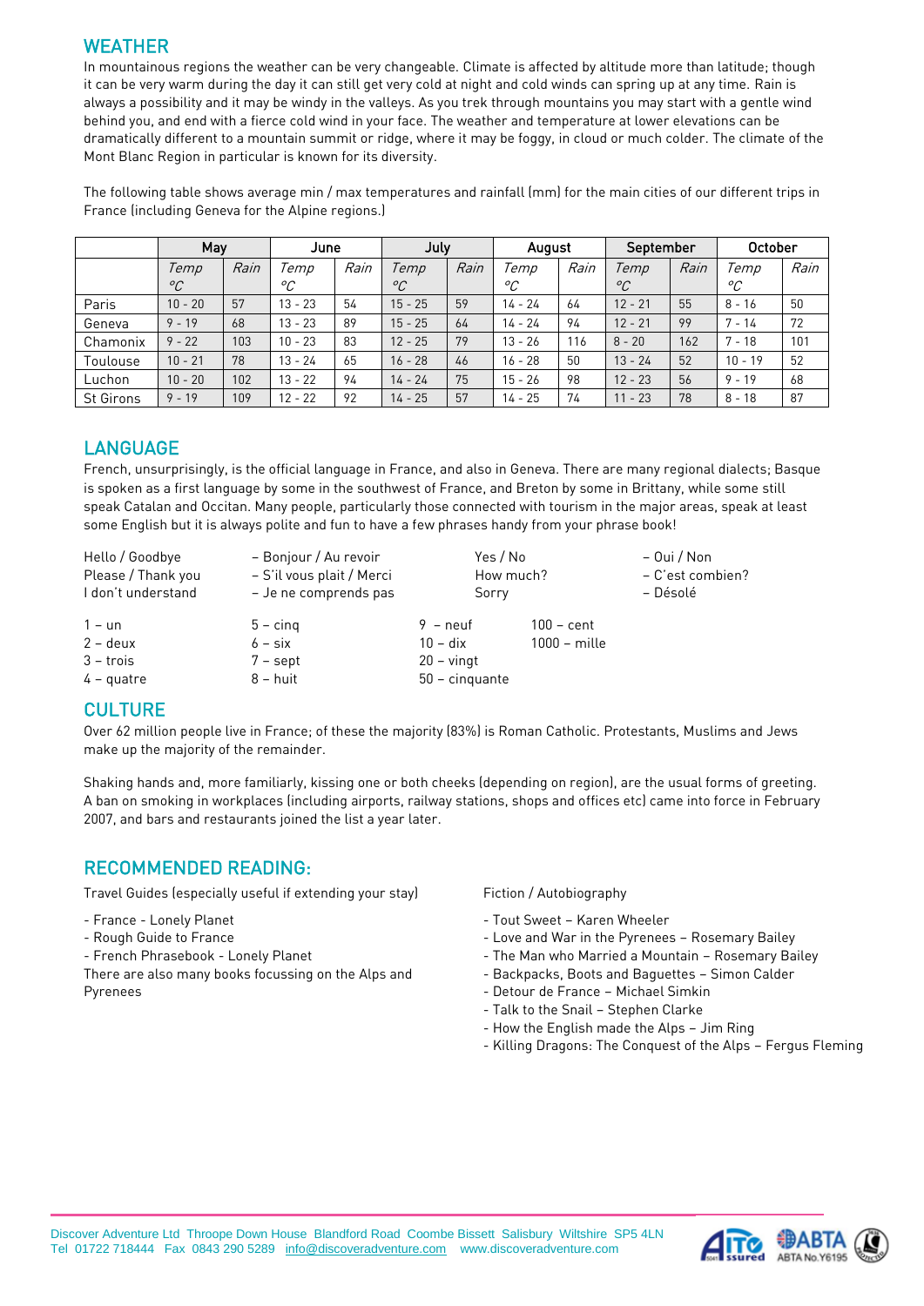## WEATHER

In mountainous regions the weather can be very changeable. Climate is affected by altitude more than latitude; though it can be very warm during the day it can still get very cold at night and cold winds can spring up at any time. Rain is always a possibility and it may be windy in the valleys. As you trek through mountains you may start with a gentle wind behind you, and end with a fierce cold wind in your face. The weather and temperature at lower elevations can be dramatically different to a mountain summit or ridge, where it may be foggy, in cloud or much colder. The climate of the Mont Blanc Region in particular is known for its diversity.

The following table shows average min / max temperatures and rainfall (mm) for the main cities of our different trips in France (including Geneva for the Alpine regions.)

| | May | | June | | July | | August | | September | | October | |
|---|---|---|---|---|---|---|---|---|---|---|---|---|
| | *Temp °C* | *Rain* | *Temp °C* | *Rain* | *Temp °C* | *Rain* | *Temp °C* | *Rain* | *Temp °C* | *Rain* | *Temp °C* | *Rain* |
| Paris | 10 - 20 | 57 | 13 - 23 | 54 | 15 - 25 | 59 | 14 - 24 | 64 | 12 - 21 | 55 | 8 - 16 | 50 |
| Geneva | 9 - 19 | 68 | 13 - 23 | 89 | 15 - 25 | 64 | 14 - 24 | 94 | 12 - 21 | 99 | 7 - 14 | 72 |
| Chamonix | 9 - 22 | 103 | 10 - 23 | 83 | 12 - 25 | 79 | 13 - 26 | 116 | 8 - 20 | 162 | 7 - 18 | 101 |
| Toulouse | 10 - 21 | 78 | 13 - 24 | 65 | 16 - 28 | 46 | 16 - 28 | 50 | 13 - 24 | 52 | 10 - 19 | 52 |
| Luchon | 10 - 20 | 102 | 13 - 22 | 94 | 14 - 24 | 75 | 15 - 26 | 98 | 12 - 23 | 56 | 9 - 19 | 68 |
| St Girons | 9 - 19 | 109 | 12 - 22 | 92 | 14 - 25 | 57 | 14 - 25 | 74 | 11 - 23 | 78 | 8 - 18 | 87 |

## LANGUAGE

French, unsurprisingly, is the official language in France, and also in Geneva. There are many regional dialects; Basque is spoken as a first language by some in the southwest of France, and Breton by some in Brittany, while some still speak Catalan and Occitan. Many people, particularly those connected with tourism in the major areas, speak at least some English but it is always polite and fun to have a few phrases handy from your phrase book!

Hello / Goodbye – Bonjour / Au revoir
Please / Thank you – S'il vous plait / Merci
I don't understand – Je ne comprends pas
Yes / No – Oui / Non
How much? – C'est combien?
Sorry – Désolé

1 – un
2 – deux
3 – trois
4 – quatre
5 – cinq
6 – six
7 – sept
8 – huit
9 – neuf
10 – dix
20 – vingt
50 – cinquante
100 – cent
1000 – mille

## CULTURE

Over 62 million people live in France; of these the majority (83%) is Roman Catholic. Protestants, Muslims and Jews make up the majority of the remainder.

Shaking hands and, more familiarly, kissing one or both cheeks (depending on region), are the usual forms of greeting. A ban on smoking in workplaces (including airports, railway stations, shops and offices etc) came into force in February 2007, and bars and restaurants joined the list a year later.

## RECOMMENDED READING:

Travel Guides (especially useful if extending your stay)

- France - Lonely Planet
- Rough Guide to France
- French Phrasebook - Lonely Planet

There are also many books focussing on the Alps and Pyrenees

Fiction / Autobiography

- Tout Sweet – Karen Wheeler
- Love and War in the Pyrenees – Rosemary Bailey
- The Man who Married a Mountain – Rosemary Bailey
- Backpacks, Boots and Baguettes – Simon Calder
- Detour de France – Michael Simkin
- Talk to the Snail – Stephen Clarke
- How the English made the Alps – Jim Ring
- Killing Dragons: The Conquest of the Alps – Fergus Fleming

Discover Adventure Ltd Throope Down House Blandford Road Coombe Bissett Salisbury Wiltshire SP5 4LN
Tel 01722 718444 Fax 0843 290 5289 info@discoveradventure.com www.discoveradventure.com